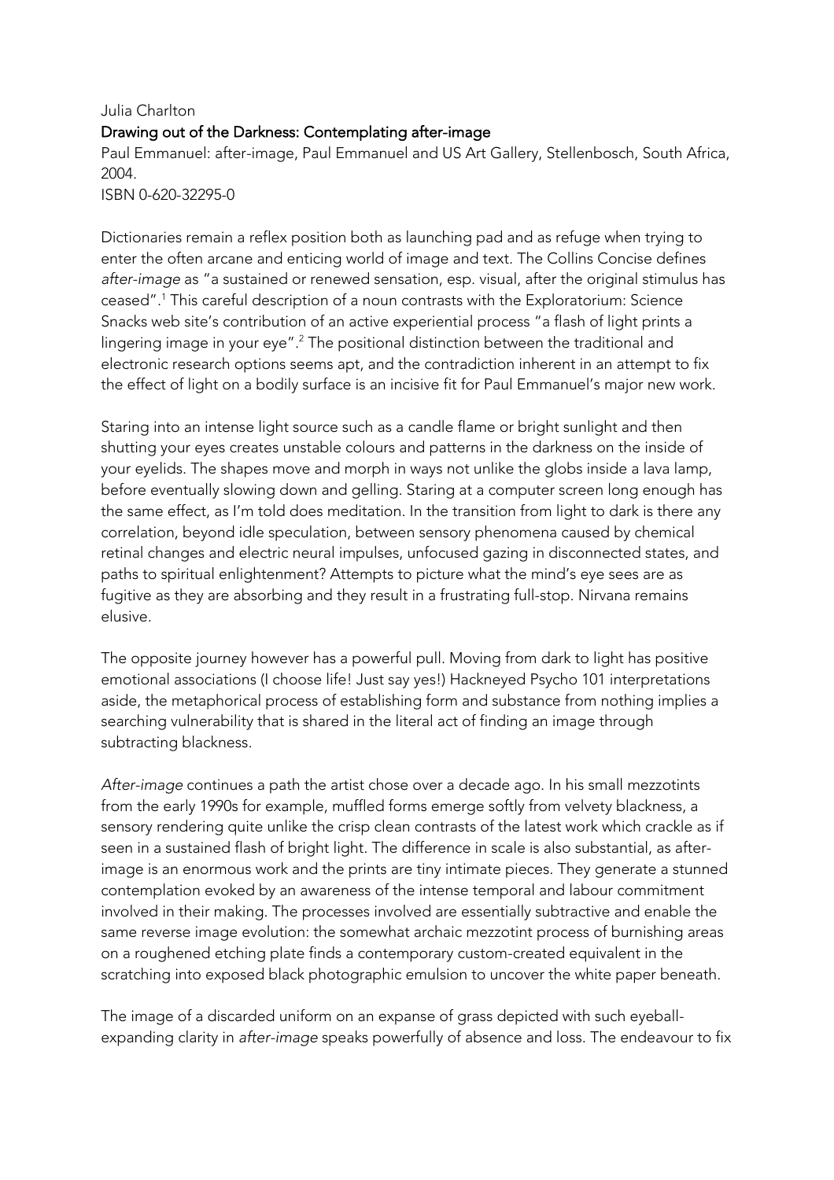Julia Charlton

**Drawing out of the Darkness: Contemplating after-image**

Paul Emmanuel: after-image, Paul Emmanuel and US Art Gallery, Stellenbosch, South Africa, 2004.
ISBN 0-620-32295-0

Dictionaries remain a reflex position both as launching pad and as refuge when trying to enter the often arcane and enticing world of image and text. The Collins Concise defines *after-image* as "a sustained or renewed sensation, esp. visual, after the original stimulus has ceased".[1] This careful description of a noun contrasts with the Exploratorium: Science Snacks web site's contribution of an active experiential process "a flash of light prints a lingering image in your eye".[2] The positional distinction between the traditional and electronic research options seems apt, and the contradiction inherent in an attempt to fix the effect of light on a bodily surface is an incisive fit for Paul Emmanuel's major new work.

Staring into an intense light source such as a candle flame or bright sunlight and then shutting your eyes creates unstable colours and patterns in the darkness on the inside of your eyelids. The shapes move and morph in ways not unlike the globs inside a lava lamp, before eventually slowing down and gelling. Staring at a computer screen long enough has the same effect, as I'm told does meditation. In the transition from light to dark is there any correlation, beyond idle speculation, between sensory phenomena caused by chemical retinal changes and electric neural impulses, unfocused gazing in disconnected states, and paths to spiritual enlightenment? Attempts to picture what the mind's eye sees are as fugitive as they are absorbing and they result in a frustrating full-stop. Nirvana remains elusive.

The opposite journey however has a powerful pull. Moving from dark to light has positive emotional associations (I choose life! Just say yes!) Hackneyed Psycho 101 interpretations aside, the metaphorical process of establishing form and substance from nothing implies a searching vulnerability that is shared in the literal act of finding an image through subtracting blackness.

*After-image* continues a path the artist chose over a decade ago. In his small mezzotints from the early 1990s for example, muffled forms emerge softly from velvety blackness, a sensory rendering quite unlike the crisp clean contrasts of the latest work which crackle as if seen in a sustained flash of bright light. The difference in scale is also substantial, as after-image is an enormous work and the prints are tiny intimate pieces. They generate a stunned contemplation evoked by an awareness of the intense temporal and labour commitment involved in their making. The processes involved are essentially subtractive and enable the same reverse image evolution: the somewhat archaic mezzotint process of burnishing areas on a roughened etching plate finds a contemporary custom-created equivalent in the scratching into exposed black photographic emulsion to uncover the white paper beneath.

The image of a discarded uniform on an expanse of grass depicted with such eyeball-expanding clarity in *after-image* speaks powerfully of absence and loss. The endeavour to fix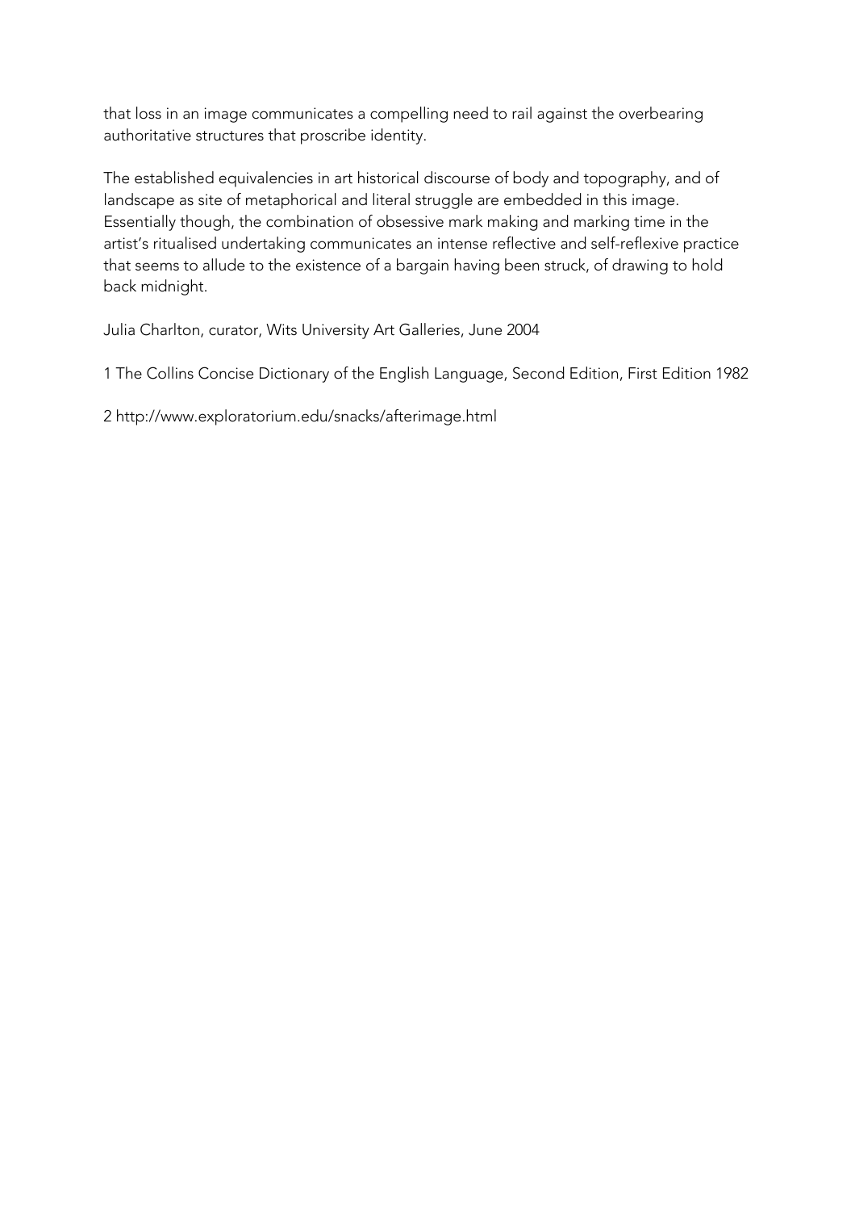that loss in an image communicates a compelling need to rail against the overbearing authoritative structures that proscribe identity.

The established equivalencies in art historical discourse of body and topography, and of landscape as site of metaphorical and literal struggle are embedded in this image. Essentially though, the combination of obsessive mark making and marking time in the artist's ritualised undertaking communicates an intense reflective and self-reflexive practice that seems to allude to the existence of a bargain having been struck, of drawing to hold back midnight.

Julia Charlton, curator, Wits University Art Galleries, June 2004

1 The Collins Concise Dictionary of the English Language, Second Edition, First Edition 1982

2 http://www.exploratorium.edu/snacks/afterimage.html